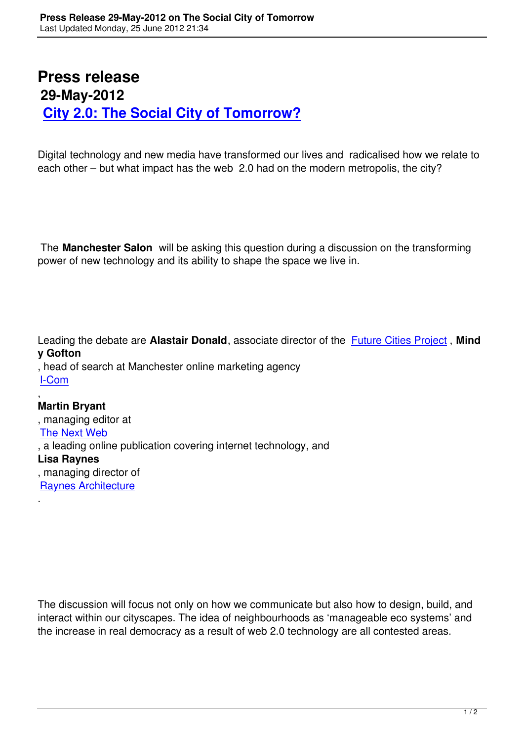# Press release

## 29-May-2012

## City 2.0: The Social City of Tomorrow?

Digital technology and new media have transformed our lives and radicalised how we relate to each other – but what impact has the web 2.0 had on the modern metropolis, the city?

The **Manchester Salon** will be asking this question during a discussion on the transforming power of new technology and its ability to shape the space we live in.

Leading the debate are **Alastair Donald**, associate director of the Future Cities Project, **Mindy Gofton**, head of search at Manchester online marketing agency I-Com, **Martin Bryant**, managing editor at The Next Web, a leading online publication covering internet technology, and **Lisa Raynes**, managing director of Raynes Architecture.

The discussion will focus not only on how we communicate but also how to design, build, and interact within our cityscapes. The idea of neighbourhoods as 'manageable eco systems' and the increase in real democracy as a result of web 2.0 technology are all contested areas.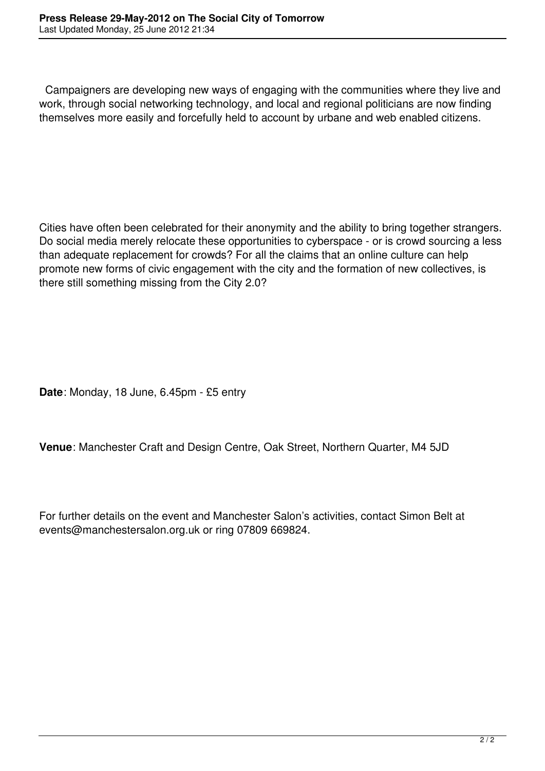Campaigners are developing new ways of engaging with the communities where they live and work, through social networking technology, and local and regional politicians are now finding themselves more easily and forcefully held to account by urbane and web enabled citizens.

Cities have often been celebrated for their anonymity and the ability to bring together strangers. Do social media merely relocate these opportunities to cyberspace - or is crowd sourcing a less than adequate replacement for crowds? For all the claims that an online culture can help promote new forms of civic engagement with the city and the formation of new collectives, is there still something missing from the City 2.0?

**Date**: Monday, 18 June, 6.45pm - £5 entry

**Venue**: Manchester Craft and Design Centre, Oak Street, Northern Quarter, M4 5JD

For further details on the event and Manchester Salon's activities, contact Simon Belt at events@manchestersalon.org.uk or ring 07809 669824.